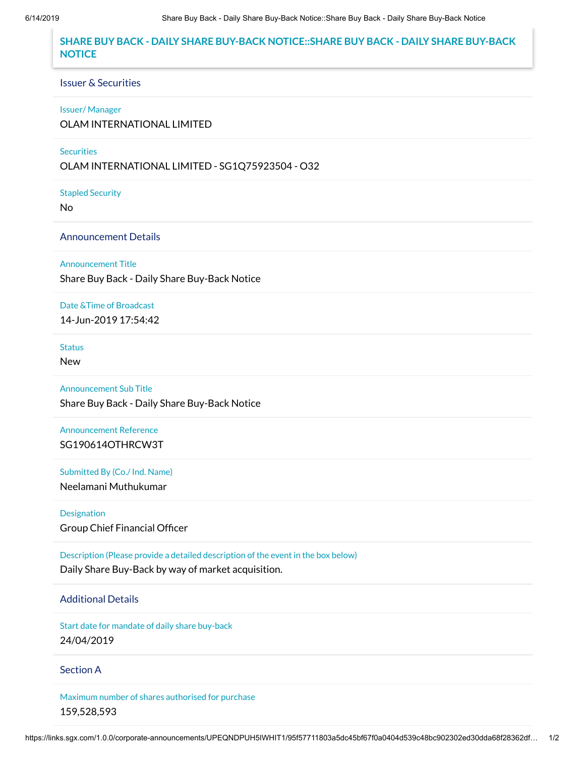## SHARE BUY BACK - DAILY SHARE BUY-BACK NOTICE::SHARE BUY BACK - DAILY SHARE BUY-BACK NOTICE

### Issuer & Securities

**Issuer/ Manager**

OLAM INTERNATIONAL LIMITED

**Securities**

OLAM INTERNATIONAL LIMITED - SG1Q75923504 - O32

**Stapled Security**

No

### Announcement Details

**Announcement Title**

Share Buy Back - Daily Share Buy-Back Notice

**Date &Time of Broadcast**

14-Jun-2019 17:54:42

**Status**

New

**Announcement Sub Title**

Share Buy Back - Daily Share Buy-Back Notice

**Announcement Reference**

SG190614OTHRCW3T

**Submitted By (Co./ Ind. Name)**

Neelamani Muthukumar

**Designation**

Group Chief Financial Officer

**Description (Please provide a detailed description of the event in the box below)**

Daily Share Buy-Back by way of market acquisition.

### Additional Details

**Start date for mandate of daily share buy-back**

24/04/2019

### Section A

**Maximum number of shares authorised for purchase**

159,528,593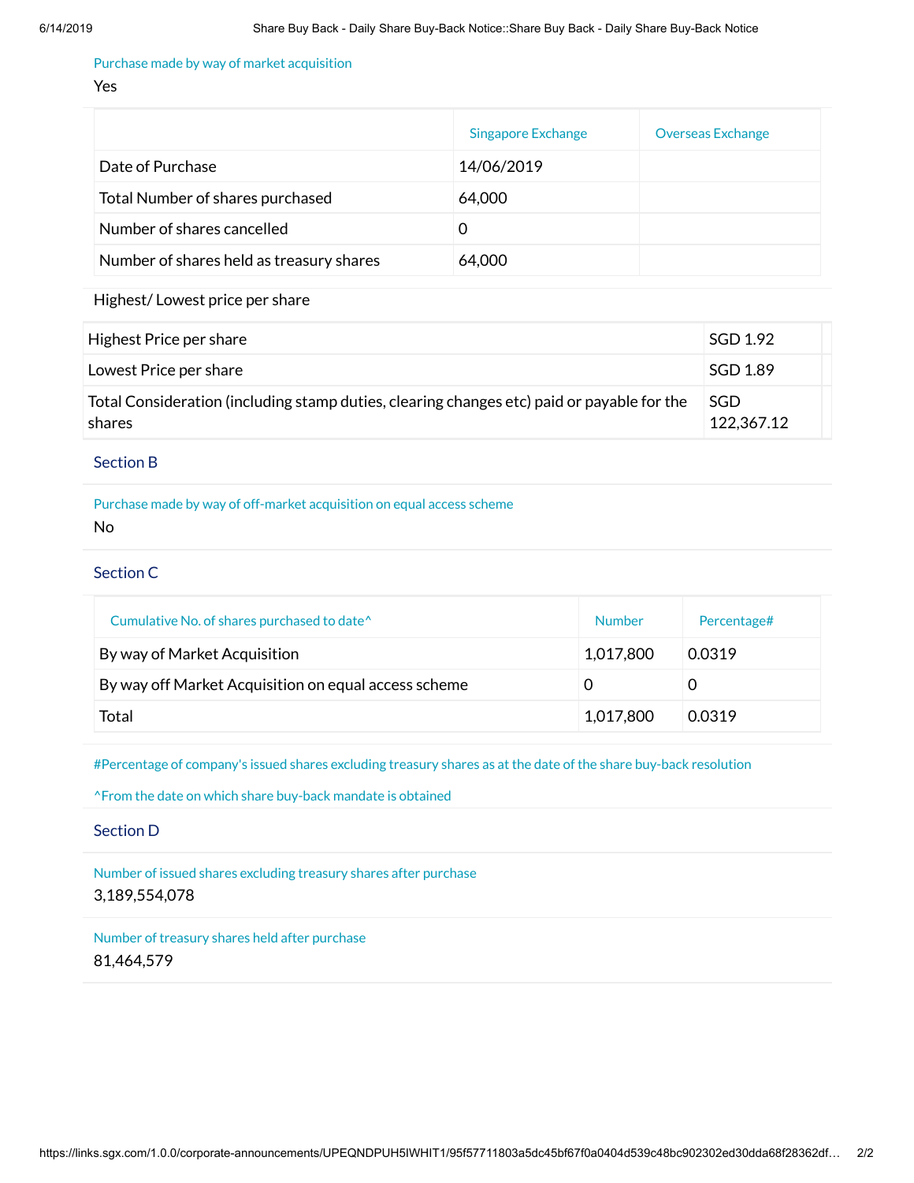Purchase made by way of market acquisition

Yes

| | Singapore Exchange | Overseas Exchange |
|---|---|---|
| Date of Purchase | 14/06/2019 | |
| Total Number of shares purchased | 64,000 | |
| Number of shares cancelled | 0 | |
| Number of shares held as treasury shares | 64,000 | |

Highest/ Lowest price per share

| | |
|---|---|
| Highest Price per share | SGD 1.92 |
| Lowest Price per share | SGD 1.89 |
| Total Consideration (including stamp duties, clearing changes etc) paid or payable for the shares | SGD 122,367.12 |

## Section B

Purchase made by way of off-market acquisition on equal access scheme

No

## Section C

| Cumulative No. of shares purchased to date^ | Number | Percentage# |
|---|---|---|
| By way of Market Acquisition | 1,017,800 | 0.0319 |
| By way off Market Acquisition on equal access scheme | 0 | 0 |
| Total | 1,017,800 | 0.0319 |

#Percentage of company's issued shares excluding treasury shares as at the date of the share buy-back resolution

^From the date on which share buy-back mandate is obtained

## Section D

Number of issued shares excluding treasury shares after purchase

3,189,554,078

Number of treasury shares held after purchase

81,464,579